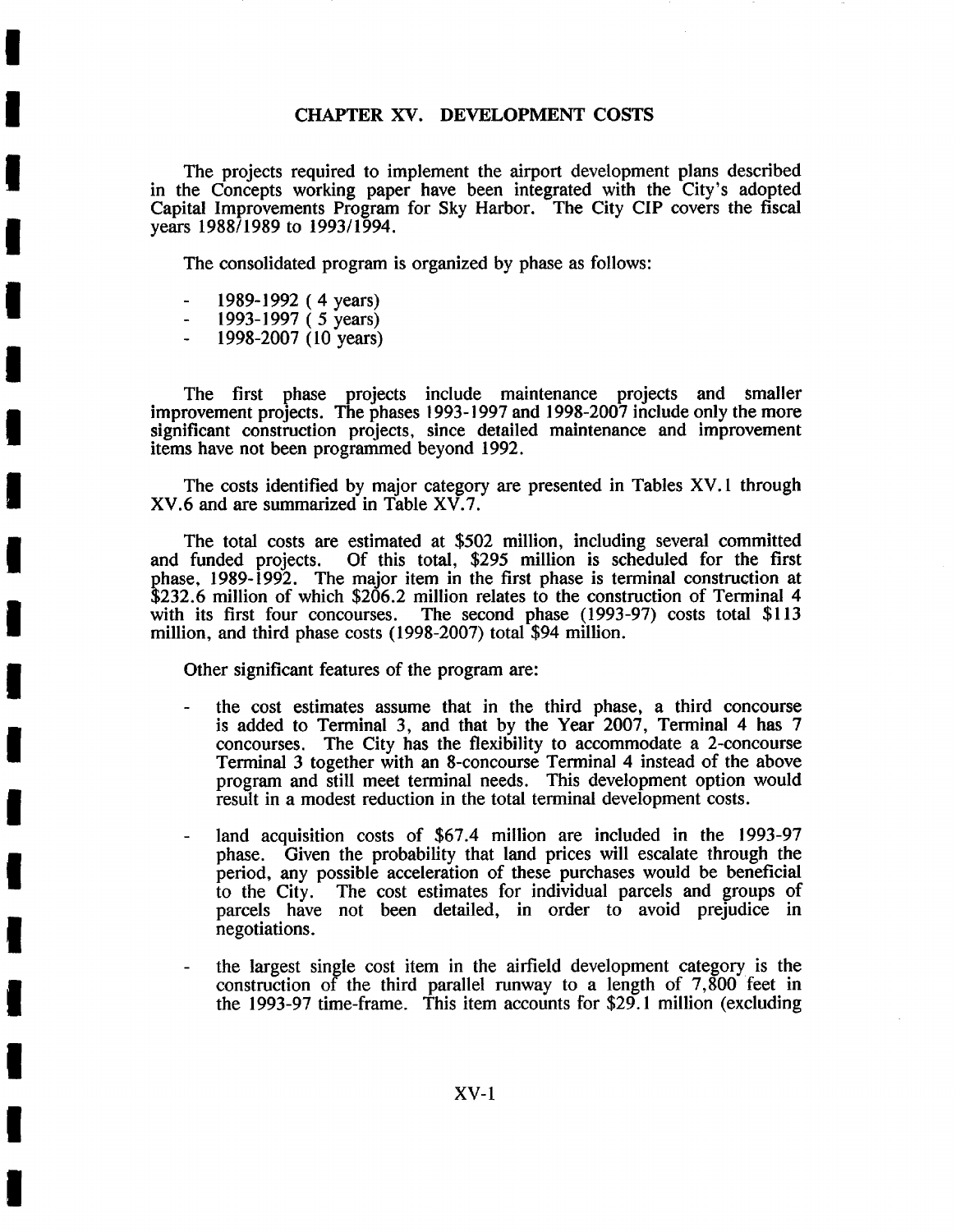# CHAPTER XV. DEVELOPMENT COSTS

The projects required to implement the airport development plans described in the Concepts working paper have been integrated with the City's adopted Capital Improvements Program for Sky Harbor. The City CIP covers the fiscal years 1988/1989 to 1993/1994.

The consolidated program is organized by phase as follows:

- 1989-1992 ( 4 years)
- 1993-1997 ( 5 years)
- 1998-2007 (10 years)

The first phase projects include maintenance projects and smaller improvement projects. The phases 1993-1997 and 1998-2007 include only the more significant construction projects, since detailed maintenance and improvement items have not been programmed beyond 1992.

The costs identified by major category are presented in Tables XV.1 through XV.6 and are summarized in Table XV.7.

The total costs are estimated at $502 million, including several committed and funded projects. Of this total, $295 million is scheduled for the first phase, 1989-1992. The major item in the first phase is terminal construction at $232.6 million of which $206.2 million relates to the construction of Terminal 4 with its first four concourses. The second phase (1993-97) costs total $113 million, and third phase costs (1998-2007) total $94 million.

Other significant features of the program are:

- the cost estimates assume that in the third phase, a third concourse is added to Terminal 3, and that by the Year 2007, Terminal 4 has 7 concourses. The City has the flexibility to accommodate a 2-concourse Terminal 3 together with an 8-concourse Terminal 4 instead of the above program and still meet terminal needs. This development option would result in a modest reduction in the total terminal development costs.

- land acquisition costs of $67.4 million are included in the 1993-97 phase. Given the probability that land prices will escalate through the period, any possible acceleration of these purchases would be beneficial to the City. The cost estimates for individual parcels and groups of parcels have not been detailed, in order to avoid prejudice in negotiations.

- the largest single cost item in the airfield development category is the construction of the third parallel runway to a length of 7,800 feet in the 1993-97 time-frame. This item accounts for $29.1 million (excluding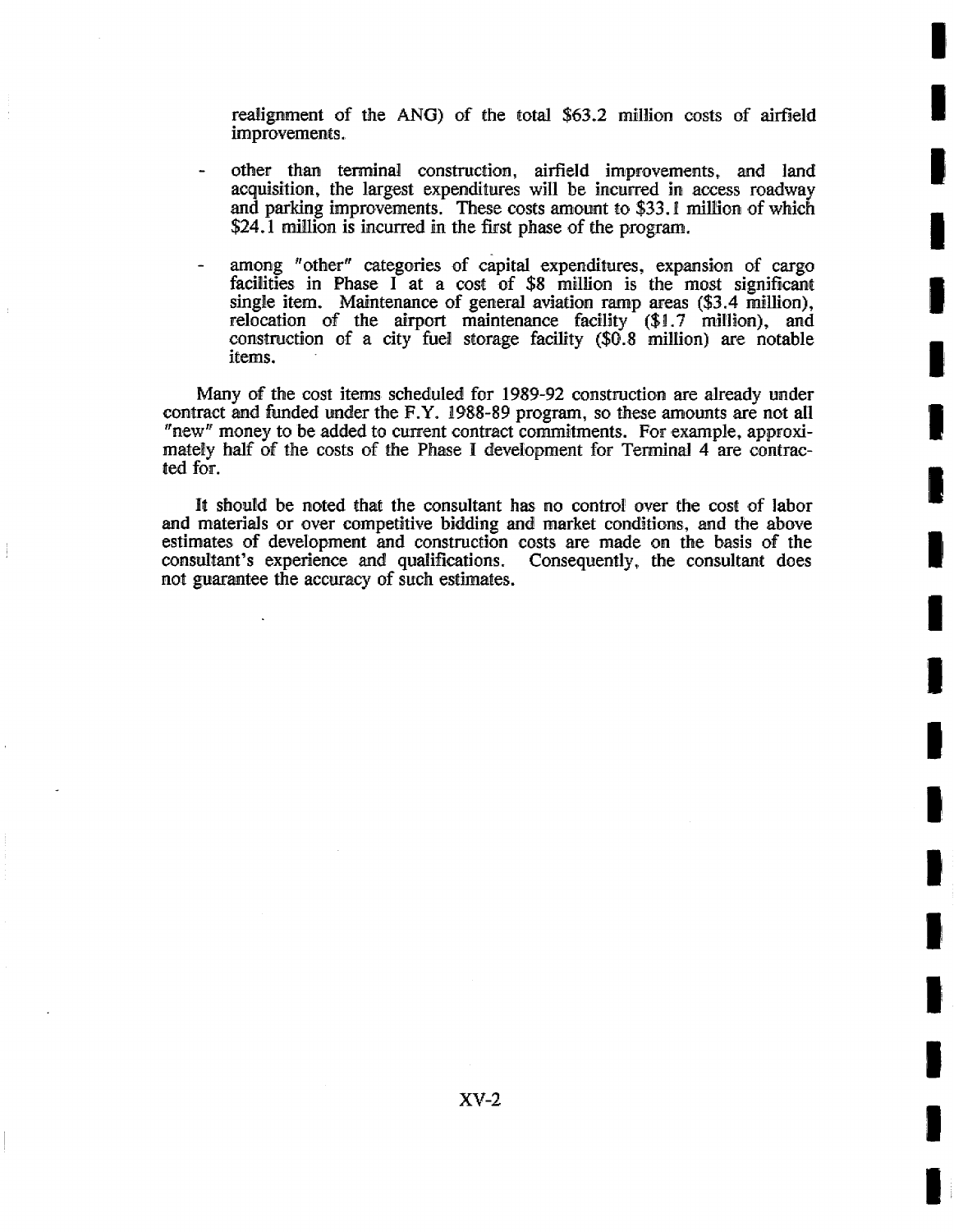realignment of the ANG) of the total $63.2 million costs of airfield improvements.

- other than terminal construction, airfield improvements, and land acquisition, the largest expenditures will be incurred in access roadway and parking improvements. These costs amount to $33.1 million of which $24.1 million is incurred in the first phase of the program.

- among "other" categories of capital expenditures, expansion of cargo facilities in Phase I at a cost of $8 million is the most significant single item. Maintenance of general aviation ramp areas ($3.4 million), relocation of the airport maintenance facility ($1.7 million), and construction of a city fuel storage facility ($0.8 million) are notable items.

Many of the cost items scheduled for 1989-92 construction are already under contract and funded under the F.Y. 1988-89 program, so these amounts are not all "new" money to be added to current contract commitments. For example, approximately half of the costs of the Phase I development for Terminal 4 are contracted for.

It should be noted that the consultant has no control over the cost of labor and materials or over competitive bidding and market conditions, and the above estimates of development and construction costs are made on the basis of the consultant's experience and qualifications. Consequently, the consultant does not guarantee the accuracy of such estimates.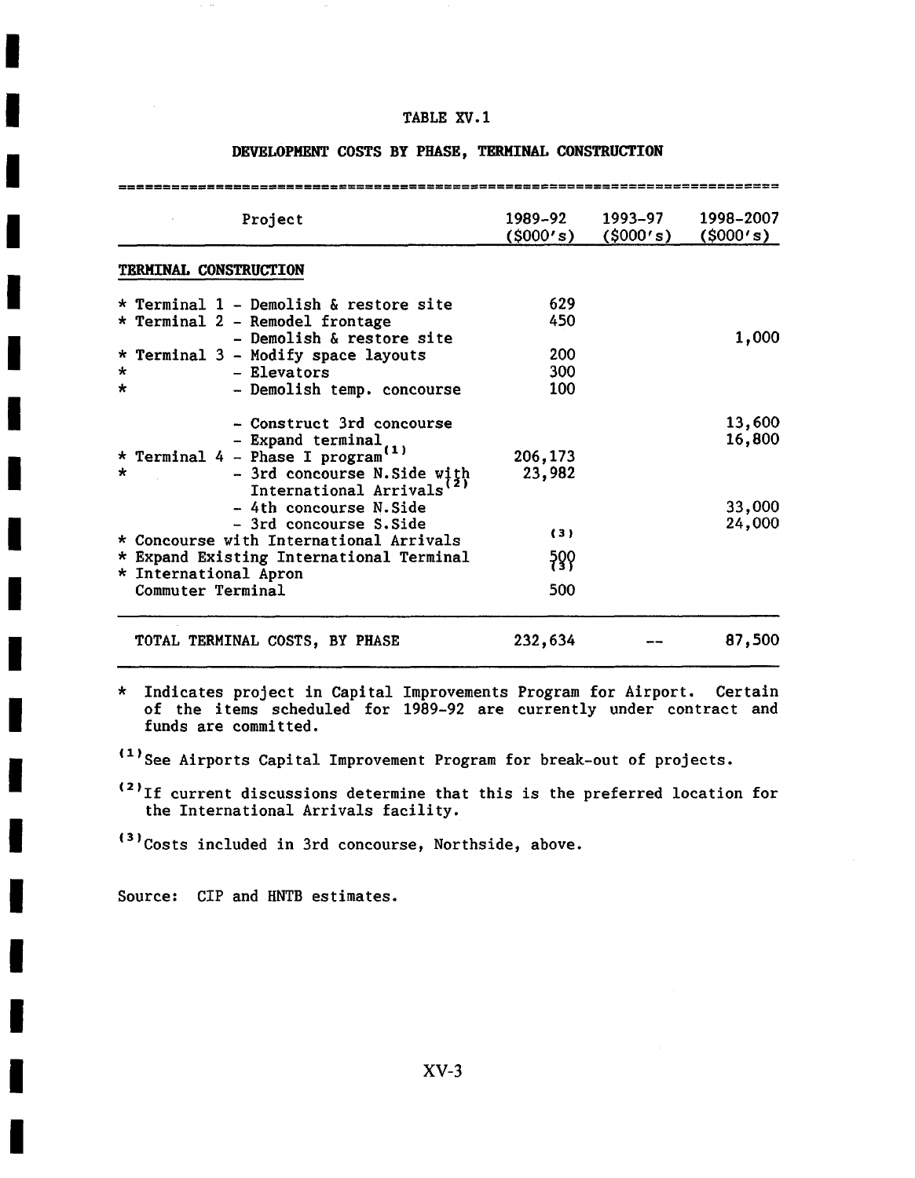TABLE XV.1

**DEVELOPMENT COSTS BY PHASE, TERMINAL CONSTRUCTION**

| Project | 1989-92 ($000's) | 1993-97 ($000's) | 1998-2007 ($000's) |
|---|---|---|---|
| **TERMINAL CONSTRUCTION** | | | |
| * Terminal 1 - Demolish & restore site | 629 | | |
| * Terminal 2 - Remodel frontage | 450 | | |
| - Demolish & restore site | | | 1,000 |
| * Terminal 3 - Modify space layouts | 200 | | |
| * - Elevators | 300 | | |
| * - Demolish temp. concourse | 100 | | |
| - Construct 3rd concourse | | | 13,600 |
| - Expand terminal | | | 16,800 |
| * Terminal 4 - Phase I program[1] | 206,173 | | |
| * - 3rd concourse N.Side with International Arrivals[2] | 23,982 | | |
| - 4th concourse N.Side | | | 33,000 |
| - 3rd concourse S.Side | | | 24,000 |
| * Concourse with International Arrivals | (3) | | |
| * Expand Existing International Terminal | 500 | | |
| * International Apron | (3) | | |
| Commuter Terminal | 500 | | |
| TOTAL TERMINAL COSTS, BY PHASE | 232,634 | -- | 87,500 |

\* Indicates project in Capital Improvements Program for Airport. Certain of the items scheduled for 1989-92 are currently under contract and funds are committed.

(1) See Airports Capital Improvement Program for break-out of projects.

(2) If current discussions determine that this is the preferred location for the International Arrivals facility.

(3) Costs included in 3rd concourse, Northside, above.

Source: CIP and HNTB estimates.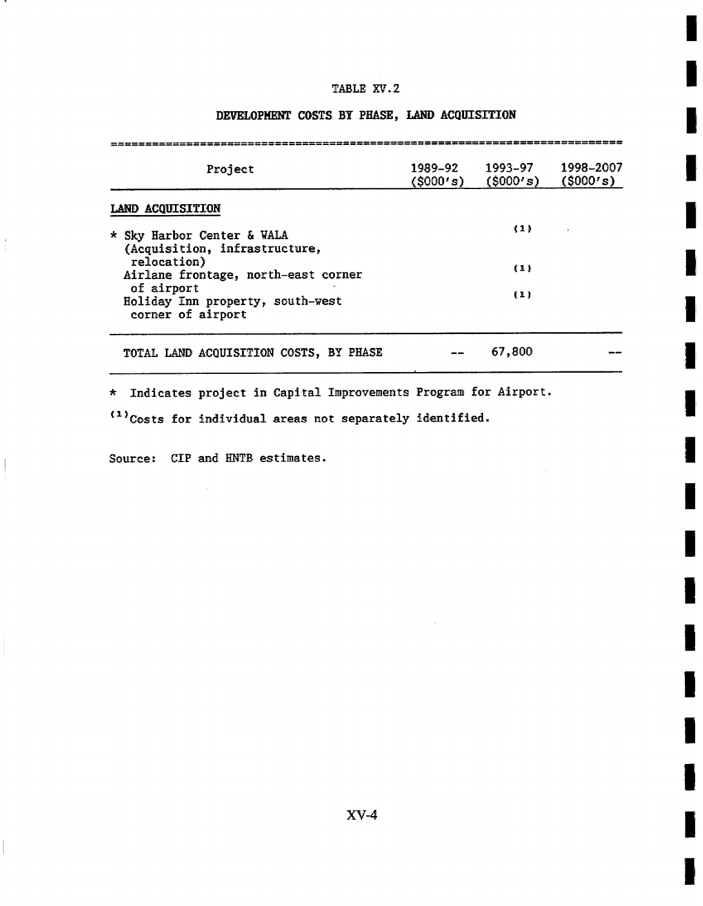TABLE XV.2

**DEVELOPMENT COSTS BY PHASE, LAND ACQUISITION**

| Project | 1989-92 ($000's) | 1993-97 ($000's) | 1998-2007 ($000's) |
|---|---|---|---|
| **LAND ACQUISITION** | | | |
| * Sky Harbor Center & WALA (Acquisition, infrastructure, relocation) | | (1) | |
| Airlane frontage, north-east corner of airport | | (1) | |
| Holiday Inn property, south-west corner of airport | | (1) | |
| TOTAL LAND ACQUISITION COSTS, BY PHASE | -- | 67,800 | -- |

\* Indicates project in Capital Improvements Program for Airport.

(1) Costs for individual areas not separately identified.

Source: CIP and HNTB estimates.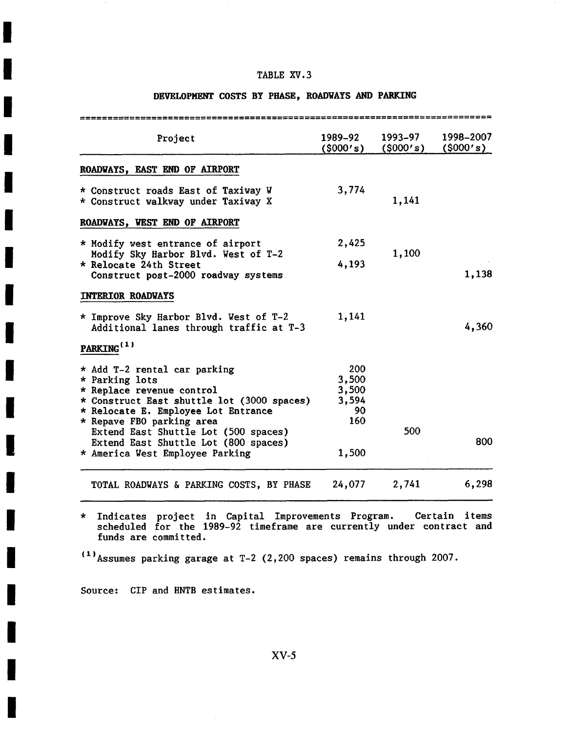TABLE XV.3

**DEVELOPMENT COSTS BY PHASE, ROADWAYS AND PARKING**

| Project | 1989-92 ($000's) | 1993-97 ($000's) | 1998-2007 ($000's) |
|---|---|---|---|
| **ROADWAYS, EAST END OF AIRPORT** | | | |
| * Construct roads East of Taxiway W | 3,774 | | |
| * Construct walkway under Taxiway X | | 1,141 | |
| **ROADWAYS, WEST END OF AIRPORT** | | | |
| * Modify west entrance of airport | 2,425 | | |
| Modify Sky Harbor Blvd. West of T-2 | | 1,100 | |
| * Relocate 24th Street | 4,193 | | |
| Construct post-2000 roadway systems | | | 1,138 |
| **INTERIOR ROADWAYS** | | | |
| * Improve Sky Harbor Blvd. West of T-2 | 1,141 | | |
| Additional lanes through traffic at T-3 | | | 4,360 |
| **PARKING**[1] | | | |
| * Add T-2 rental car parking | 200 | | |
| * Parking lots | 3,500 | | |
| * Replace revenue control | 3,500 | | |
| * Construct East shuttle lot (3000 spaces) | 3,594 | | |
| * Relocate E. Employee Lot Entrance | 90 | | |
| * Repave FBO parking area | 160 | | |
| Extend East Shuttle Lot (500 spaces) | | 500 | |
| Extend East Shuttle Lot (800 spaces) | | | 800 |
| * America West Employee Parking | 1,500 | | |
| TOTAL ROADWAYS & PARKING COSTS, BY PHASE | 24,077 | 2,741 | 6,298 |

\* Indicates project in Capital Improvements Program. Certain items scheduled for the 1989-92 timeframe are currently under contract and funds are committed.

[1] Assumes parking garage at T-2 (2,200 spaces) remains through 2007.

Source: CIP and HNTB estimates.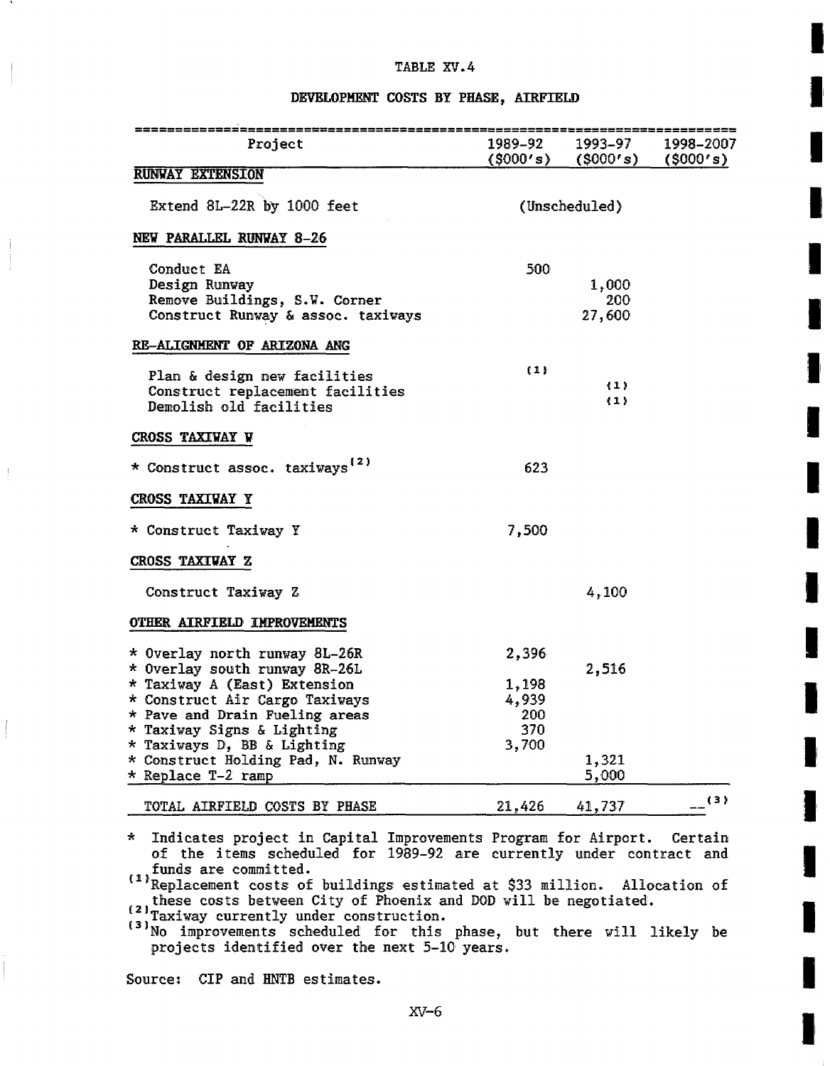TABLE XV.4

DEVELOPMENT COSTS BY PHASE, AIRFIELD

| Project | 1989-92 ($000's) | 1993-97 ($000's) | 1998-2007 ($000's) |
|---|---|---|---|
| **RUNWAY EXTENSION** | | | |
| Extend 8L-22R by 1000 feet | | (Unscheduled) | |
| **NEW PARALLEL RUNWAY 8-26** | | | |
| Conduct EA | 500 | | |
| Design Runway | | 1,000 | |
| Remove Buildings, S.W. Corner | | 200 | |
| Construct Runway & assoc. taxiways | | 27,600 | |
| **RE-ALIGNMENT OF ARIZONA ANG** | | | |
| Plan & design new facilities | (1) | | |
| Construct replacement facilities | | (1) | |
| Demolish old facilities | | (1) | |
| **CROSS TAXIWAY W** | | | |
| * Construct assoc. taxiways(2) | 623 | | |
| **CROSS TAXIWAY Y** | | | |
| * Construct Taxiway Y | 7,500 | | |
| **CROSS TAXIWAY Z** | | | |
| Construct Taxiway Z | | 4,100 | |
| **OTHER AIRFIELD IMPROVEMENTS** | | | |
| * Overlay north runway 8L-26R | 2,396 | | |
| * Overlay south runway 8R-26L | | 2,516 | |
| * Taxiway A (East) Extension | 1,198 | | |
| * Construct Air Cargo Taxiways | 4,939 | | |
| * Pave and Drain Fueling areas | 200 | | |
| * Taxiway Signs & Lighting | 370 | | |
| * Taxiways D, BB & Lighting | 3,700 | | |
| * Construct Holding Pad, N. Runway | | 1,321 | |
| * Replace T-2 ramp | | 5,000 | |
| TOTAL AIRFIELD COSTS BY PHASE | 21,426 | 41,737 | --(3) |

* Indicates project in Capital Improvements Program for Airport. Certain of the items scheduled for 1989-92 are currently under contract and funds are committed.

(1) Replacement costs of buildings estimated at $33 million. Allocation of these costs between City of Phoenix and DOD will be negotiated.

(2) Taxiway currently under construction.

(3) No improvements scheduled for this phase, but there will likely be projects identified over the next 5-10 years.

Source: CIP and HNTB estimates.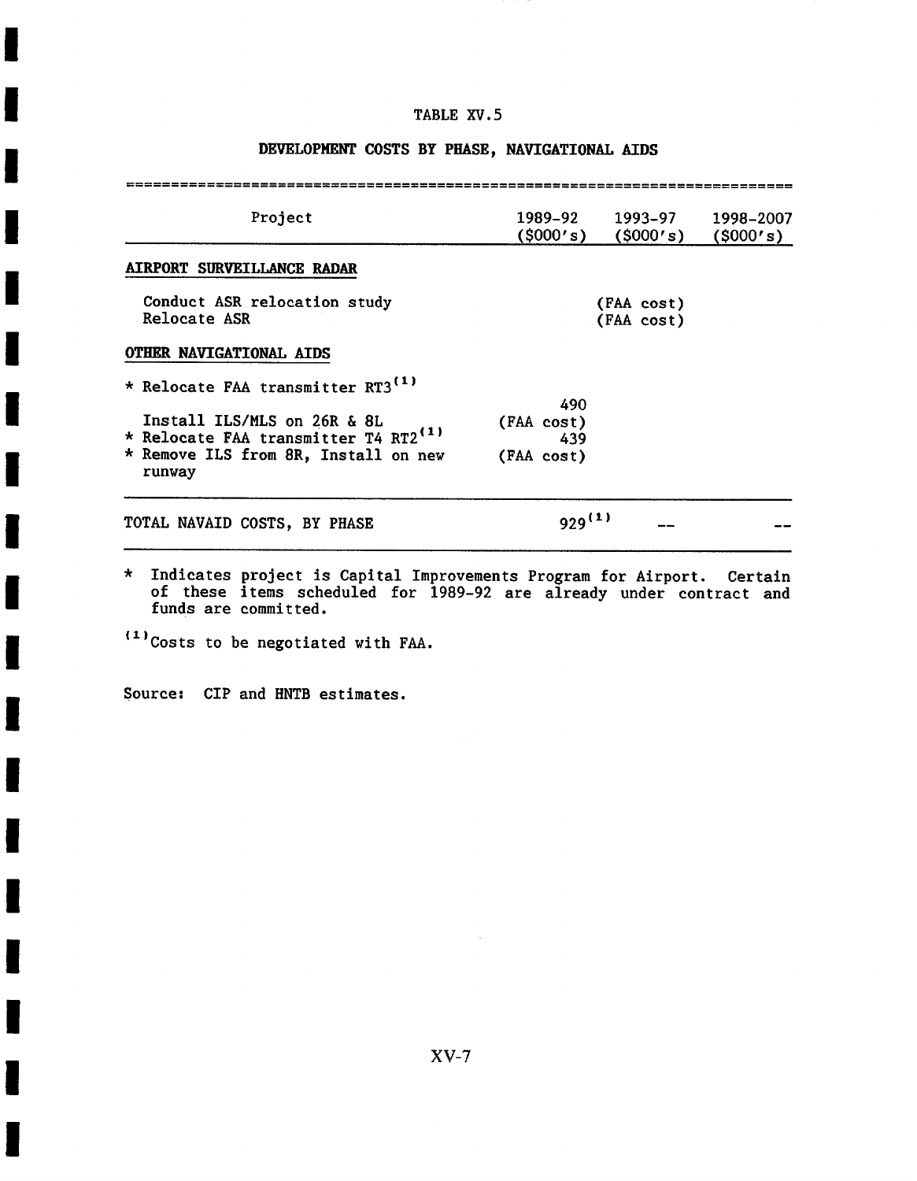TABLE XV.5

**DEVELOPMENT COSTS BY PHASE, NAVIGATIONAL AIDS**

| Project | 1989-92 ($000's) | 1993-97 ($000's) | 1998-2007 ($000's) |
|---|---|---|---|
| **AIRPORT SURVEILLANCE RADAR** | | | |
| Conduct ASR relocation study | | (FAA cost) | |
| Relocate ASR | | (FAA cost) | |
| **OTHER NAVIGATIONAL AIDS** | | | |
| * Relocate FAA transmitter RT3[1] | 490 | | |
| Install ILS/MLS on 26R & 8L | (FAA cost) | | |
| * Relocate FAA transmitter T4 RT2[1] | 439 | | |
| * Remove ILS from 8R, Install on new runway | (FAA cost) | | |
| TOTAL NAVAID COSTS, BY PHASE | 929[1] | -- | -- |

\* Indicates project is Capital Improvements Program for Airport. Certain of these items scheduled for 1989-92 are already under contract and funds are committed.

[1] Costs to be negotiated with FAA.

Source: CIP and HNTB estimates.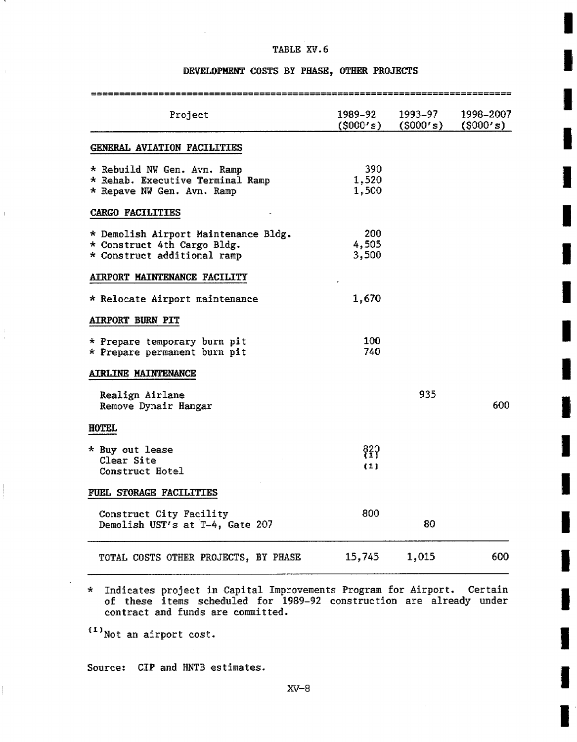TABLE XV.6

DEVELOPMENT COSTS BY PHASE, OTHER PROJECTS

| Project | 1989-92 ($000's) | 1993-97 ($000's) | 1998-2007 ($000's) |
|---|---|---|---|
| **GENERAL AVIATION FACILITIES** | | | |
| * Rebuild NW Gen. Avn. Ramp | 390 | | |
| * Rehab. Executive Terminal Ramp | 1,520 | | |
| * Repave NW Gen. Avn. Ramp | 1,500 | | |
| **CARGO FACILITIES** | | | |
| * Demolish Airport Maintenance Bldg. | 200 | | |
| * Construct 4th Cargo Bldg. | 4,505 | | |
| * Construct additional ramp | 3,500 | | |
| **AIRPORT MAINTENANCE FACILITY** | | | |
| * Relocate Airport maintenance | 1,670 | | |
| **AIRPORT BURN PIT** | | | |
| * Prepare temporary burn pit | 100 | | |
| * Prepare permanent burn pit | 740 | | |
| **AIRLINE MAINTENANCE** | | | |
| Realign Airlane | | 935 | |
| Remove Dynair Hangar | | | 600 |
| **HOTEL** | | | |
| * Buy out lease | 820 | | |
| Clear Site | (1) | | |
| Construct Hotel | (1) | | |
| **FUEL STORAGE FACILITIES** | | | |
| Construct City Facility | 800 | | |
| Demolish UST's at T-4, Gate 207 | | 80 | |
| TOTAL COSTS OTHER PROJECTS, BY PHASE | 15,745 | 1,015 | 600 |

\* Indicates project in Capital Improvements Program for Airport. Certain of these items scheduled for 1989-92 construction are already under contract and funds are committed.

(1) Not an airport cost.

Source: CIP and HNTB estimates.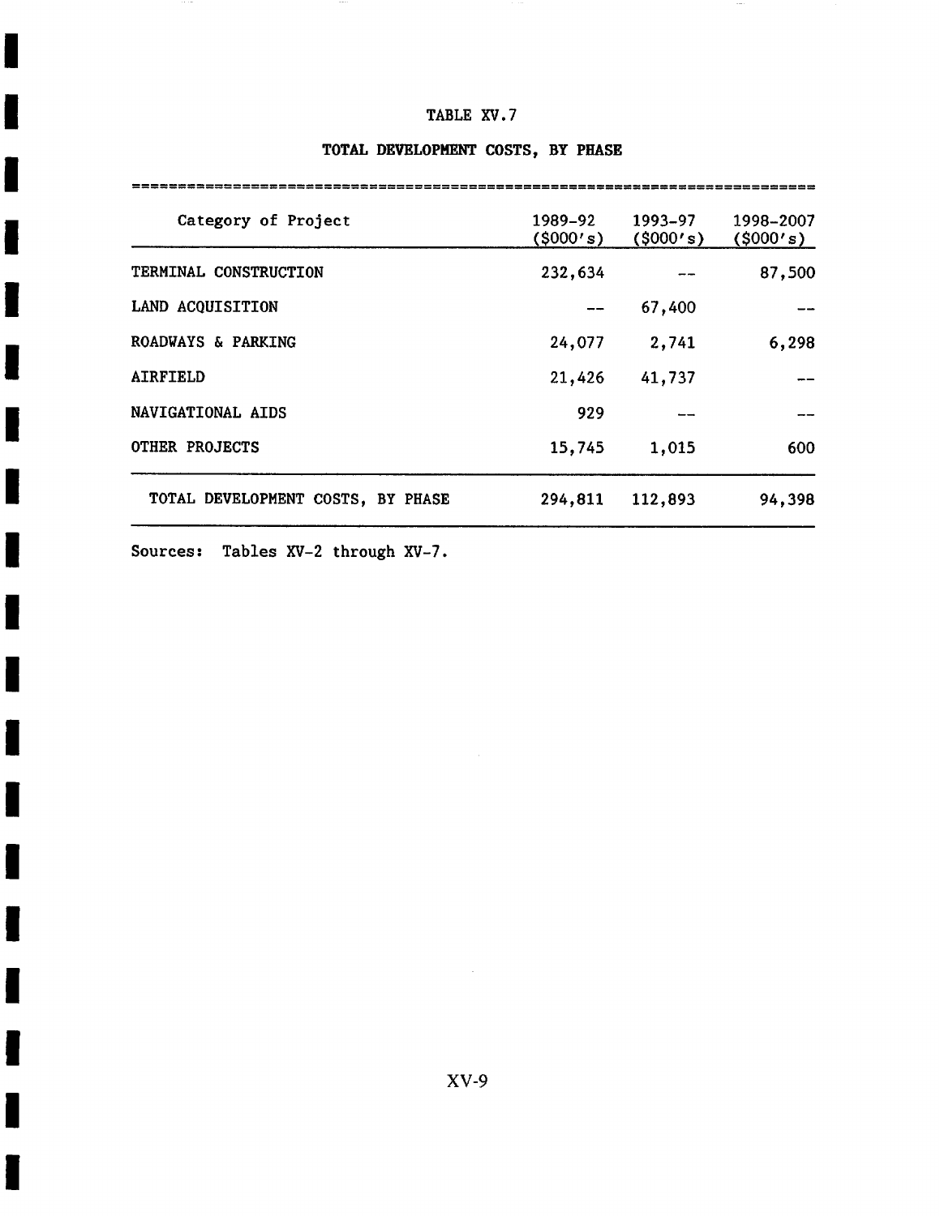TABLE XV.7

**TOTAL DEVELOPMENT COSTS, BY PHASE**

| Category of Project | 1989-92 ($000's) | 1993-97 ($000's) | 1998-2007 ($000's) |
|---|---|---|---|
| TERMINAL CONSTRUCTION | 232,634 | -- | 87,500 |
| LAND ACQUISITION | -- | 67,400 | -- |
| ROADWAYS & PARKING | 24,077 | 2,741 | 6,298 |
| AIRFIELD | 21,426 | 41,737 | -- |
| NAVIGATIONAL AIDS | 929 | -- | -- |
| OTHER PROJECTS | 15,745 | 1,015 | 600 |
| TOTAL DEVELOPMENT COSTS, BY PHASE | 294,811 | 112,893 | 94,398 |

Sources: Tables XV-2 through XV-7.